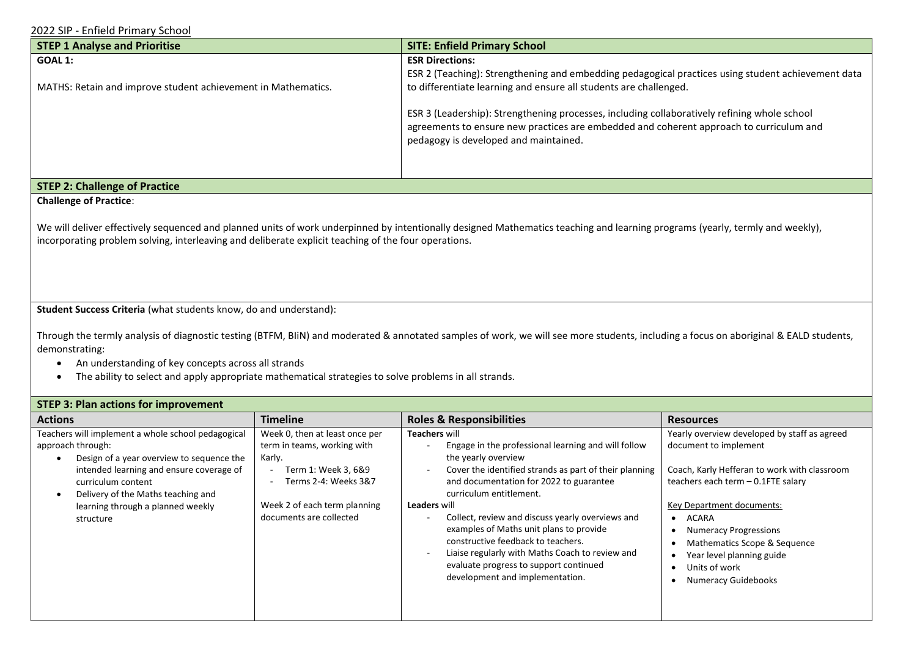2022 SIP - Enfield Primary School

| STEP 1 Analyse and Prioritise | SITE: Enfield Primary School |
|---|---|
| **GOAL 1:**<br><br>MATHS: Retain and improve student achievement in Mathematics. | **ESR Directions:**<br>ESR 2 (Teaching): Strengthening and embedding pedagogical practices using student achievement data to differentiate learning and ensure all students are challenged.<br><br>ESR 3 (Leadership): Strengthening processes, including collaboratively refining whole school agreements to ensure new practices are embedded and coherent approach to curriculum and pedagogy is developed and maintained. |

## STEP 2: Challenge of Practice

**Challenge of Practice**:

We will deliver effectively sequenced and planned units of work underpinned by intentionally designed Mathematics teaching and learning programs (yearly, termly and weekly), incorporating problem solving, interleaving and deliberate explicit teaching of the four operations.

**Student Success Criteria** (what students know, do and understand):

Through the termly analysis of diagnostic testing (BTFM, BIiN) and moderated & annotated samples of work, we will see more students, including a focus on aboriginal & EALD students, demonstrating:

- An understanding of key concepts across all strands
- The ability to select and apply appropriate mathematical strategies to solve problems in all strands.

## STEP 3: Plan actions for improvement

| Actions | Timeline | Roles & Responsibilities | Resources |
|---|---|---|---|
| Teachers will implement a whole school pedagogical approach through:<br>• Design of a year overview to sequence the intended learning and ensure coverage of curriculum content<br>• Delivery of the Maths teaching and learning through a planned weekly structure | Week 0, then at least once per term in teams, working with Karly.<br>- Term 1: Week 3, 6&9<br>- Terms 2-4: Weeks 3&7<br><br>Week 2 of each term planning documents are collected | **Teachers** will<br>- Engage in the professional learning and will follow the yearly overview<br>- Cover the identified strands as part of their planning and documentation for 2022 to guarantee curriculum entitlement.<br>**Leaders** will<br>- Collect, review and discuss yearly overviews and examples of Maths unit plans to provide constructive feedback to teachers.<br>- Liaise regularly with Maths Coach to review and evaluate progress to support continued development and implementation. | Yearly overview developed by staff as agreed document to implement<br><br>Coach, Karly Hefferan to work with classroom teachers each term – 0.1FTE salary<br><br>Key Department documents:<br>• ACARA<br>• Numeracy Progressions<br>• Mathematics Scope & Sequence<br>• Year level planning guide<br>• Units of work<br>• Numeracy Guidebooks |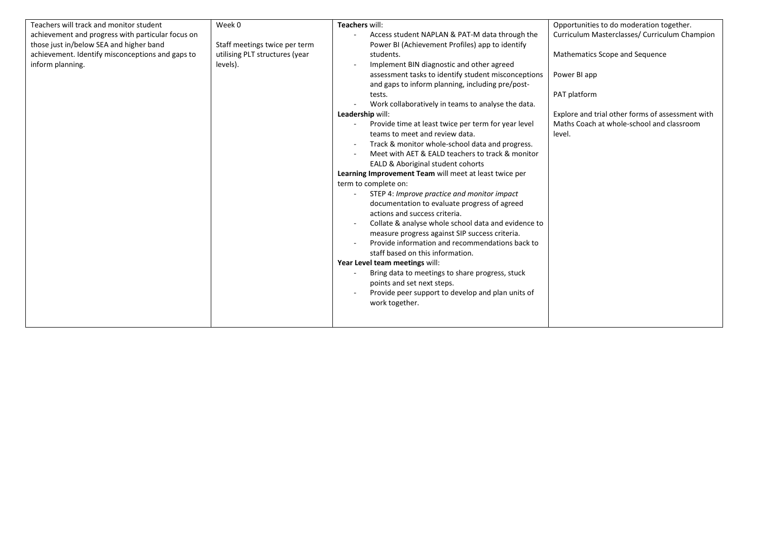| | | | |
|---|---|---|---|
| Teachers will track and monitor student achievement and progress with particular focus on those just in/below SEA and higher band achievement. Identify misconceptions and gaps to inform planning. | Week 0<br><br>Staff meetings twice per term utilising PLT structures (year levels). | **Teachers** will:<br>- Access student NAPLAN & PAT-M data through the Power BI (Achievement Profiles) app to identify students.<br>- Implement BIN diagnostic and other agreed assessment tasks to identify student misconceptions and gaps to inform planning, including pre/post-tests.<br>- Work collaboratively in teams to analyse the data.<br>**Leadership** will:<br>- Provide time at least twice per term for year level teams to meet and review data.<br>- Track & monitor whole-school data and progress.<br>- Meet with AET & EALD teachers to track & monitor EALD & Aboriginal student cohorts<br>**Learning Improvement Team** will meet at least twice per term to complete on:<br>- STEP 4: *Improve practice and monitor impact* documentation to evaluate progress of agreed actions and success criteria.<br>- Collate & analyse whole school data and evidence to measure progress against SIP success criteria.<br>- Provide information and recommendations back to staff based on this information.<br>**Year Level team meetings** will:<br>- Bring data to meetings to share progress, stuck points and set next steps.<br>- Provide peer support to develop and plan units of work together. | Opportunities to do moderation together.<br>Curriculum Masterclasses/ Curriculum Champion<br><br>Mathematics Scope and Sequence<br><br>Power BI app<br><br>PAT platform<br><br>Explore and trial other forms of assessment with Maths Coach at whole-school and classroom level. |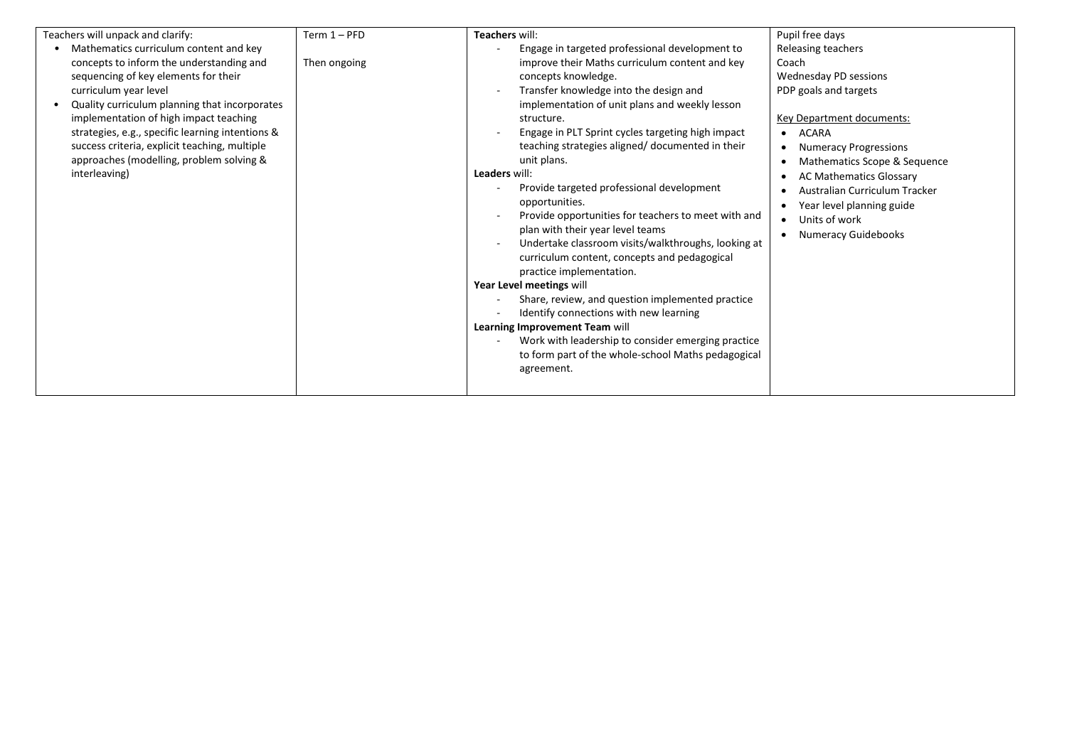| | | | |
|---|---|---|---|
| Teachers will unpack and clarify:<br>• Mathematics curriculum content and key concepts to inform the understanding and sequencing of key elements for their curriculum year level<br>• Quality curriculum planning that incorporates implementation of high impact teaching strategies, e.g., specific learning intentions & success criteria, explicit teaching, multiple approaches (modelling, problem solving & interleaving) | Term 1 – PFD<br><br>Then ongoing | **Teachers** will:<br>- Engage in targeted professional development to improve their Maths curriculum content and key concepts knowledge.<br>- Transfer knowledge into the design and implementation of unit plans and weekly lesson structure.<br>- Engage in PLT Sprint cycles targeting high impact teaching strategies aligned/ documented in their unit plans.<br>**Leaders** will:<br>- Provide targeted professional development opportunities.<br>- Provide opportunities for teachers to meet with and plan with their year level teams<br>- Undertake classroom visits/walkthroughs, looking at curriculum content, concepts and pedagogical practice implementation.<br>**Year Level meetings** will<br>- Share, review, and question implemented practice<br>- Identify connections with new learning<br>**Learning Improvement Team** will<br>- Work with leadership to consider emerging practice to form part of the whole-school Maths pedagogical agreement. | Pupil free days<br>Releasing teachers<br>Coach<br>Wednesday PD sessions<br>PDP goals and targets<br><br>Key Department documents:<br>• ACARA<br>• Numeracy Progressions<br>• Mathematics Scope & Sequence<br>• AC Mathematics Glossary<br>• Australian Curriculum Tracker<br>• Year level planning guide<br>• Units of work<br>• Numeracy Guidebooks |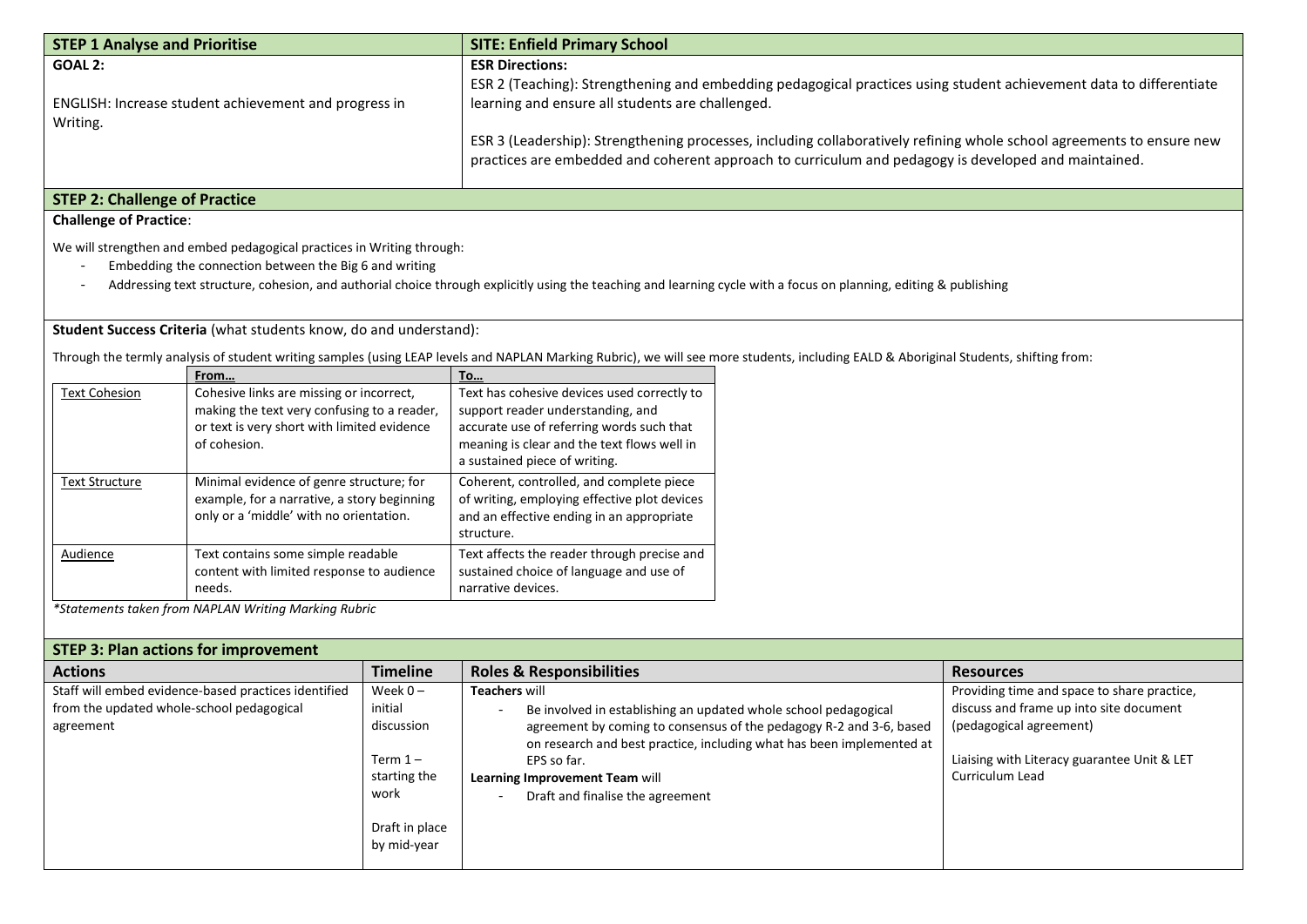| STEP 1 Analyse and Prioritise | SITE: Enfield Primary School |
|---|---|
| **GOAL 2:**<br><br>ENGLISH: Increase student achievement and progress in Writing. | **ESR Directions:**<br>ESR 2 (Teaching): Strengthening and embedding pedagogical practices using student achievement data to differentiate learning and ensure all students are challenged.<br><br>ESR 3 (Leadership): Strengthening processes, including collaboratively refining whole school agreements to ensure new practices are embedded and coherent approach to curriculum and pedagogy is developed and maintained. |

## STEP 2: Challenge of Practice

**Challenge of Practice**:

We will strengthen and embed pedagogical practices in Writing through:

- Embedding the connection between the Big 6 and writing
- Addressing text structure, cohesion, and authorial choice through explicitly using the teaching and learning cycle with a focus on planning, editing & publishing

**Student Success Criteria** (what students know, do and understand):

Through the termly analysis of student writing samples (using LEAP levels and NAPLAN Marking Rubric), we will see more students, including EALD & Aboriginal Students, shifting from:

| | From… | To… |
|---|---|---|
| Text Cohesion | Cohesive links are missing or incorrect, making the text very confusing to a reader, or text is very short with limited evidence of cohesion. | Text has cohesive devices used correctly to support reader understanding, and accurate use of referring words such that meaning is clear and the text flows well in a sustained piece of writing. |
| Text Structure | Minimal evidence of genre structure; for example, for a narrative, a story beginning only or a 'middle' with no orientation. | Coherent, controlled, and complete piece of writing, employing effective plot devices and an effective ending in an appropriate structure. |
| Audience | Text contains some simple readable content with limited response to audience needs. | Text affects the reader through precise and sustained choice of language and use of narrative devices. |

*\*Statements taken from NAPLAN Writing Marking Rubric*

## STEP 3: Plan actions for improvement

| Actions | Timeline | Roles & Responsibilities | Resources |
|---|---|---|---|
| Staff will embed evidence-based practices identified from the updated whole-school pedagogical agreement | Week 0 – initial discussion<br><br>Term 1 – starting the work<br><br>Draft in place by mid-year | **Teachers** will<br>- Be involved in establishing an updated whole school pedagogical agreement by coming to consensus of the pedagogy R-2 and 3-6, based on research and best practice, including what has been implemented at EPS so far.<br>**Learning Improvement Team** will<br>- Draft and finalise the agreement | Providing time and space to share practice, discuss and frame up into site document (pedagogical agreement)<br><br>Liaising with Literacy guarantee Unit & LET Curriculum Lead |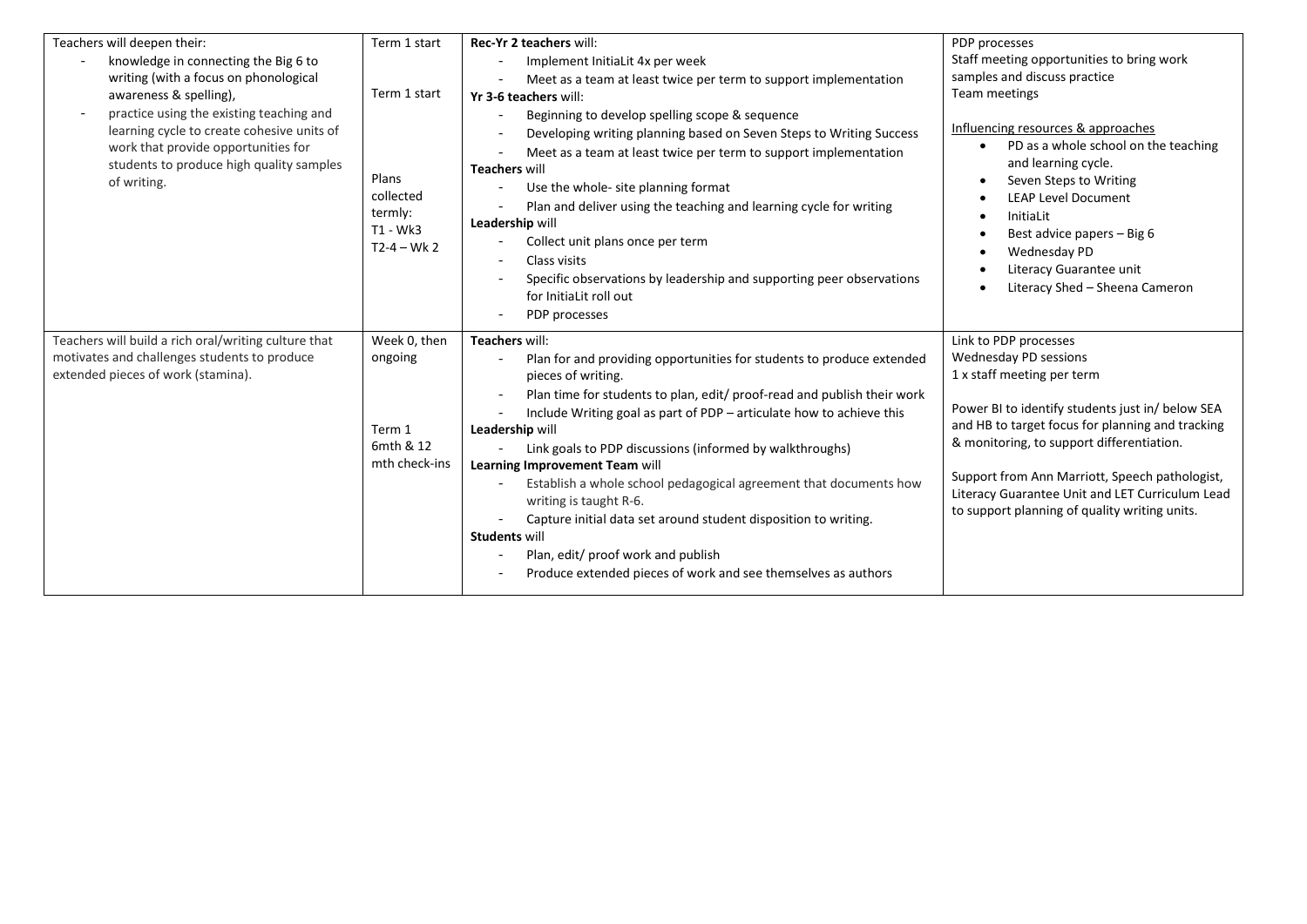| | | | |
|---|---|---|---|
| Teachers will deepen their:<br>- knowledge in connecting the Big 6 to writing (with a focus on phonological awareness & spelling),<br>- practice using the existing teaching and learning cycle to create cohesive units of work that provide opportunities for students to produce high quality samples of writing. | Term 1 start<br><br>Term 1 start<br><br>Plans collected termly:<br>T1 - Wk3<br>T2-4 – Wk 2 | **Rec-Yr 2 teachers** will:<br>- Implement InitiaLit 4x per week<br>- Meet as a team at least twice per term to support implementation<br>**Yr 3-6 teachers** will:<br>- Beginning to develop spelling scope & sequence<br>- Developing writing planning based on Seven Steps to Writing Success<br>- Meet as a team at least twice per term to support implementation<br>**Teachers** will<br>- Use the whole- site planning format<br>- Plan and deliver using the teaching and learning cycle for writing<br>**Leadership** will<br>- Collect unit plans once per term<br>- Class visits<br>- Specific observations by leadership and supporting peer observations for InitiaLit roll out<br>- PDP processes | PDP processes<br>Staff meeting opportunities to bring work samples and discuss practice<br>Team meetings<br><br>Influencing resources & approaches<br>• PD as a whole school on the teaching and learning cycle.<br>• Seven Steps to Writing<br>• LEAP Level Document<br>• InitiaLit<br>• Best advice papers – Big 6<br>• Wednesday PD<br>• Literacy Guarantee unit<br>• Literacy Shed – Sheena Cameron |
| Teachers will build a rich oral/writing culture that motivates and challenges students to produce extended pieces of work (stamina). | Week 0, then ongoing<br><br>Term 1<br>6mth & 12 mth check-ins | **Teachers** will:<br>- Plan for and providing opportunities for students to produce extended pieces of writing.<br>- Plan time for students to plan, edit/ proof-read and publish their work<br>- Include Writing goal as part of PDP – articulate how to achieve this<br>**Leadership** will<br>- Link goals to PDP discussions (informed by walkthroughs)<br>**Learning Improvement Team** will<br>- Establish a whole school pedagogical agreement that documents how writing is taught R-6.<br>- Capture initial data set around student disposition to writing.<br>**Students** will<br>- Plan, edit/ proof work and publish<br>- Produce extended pieces of work and see themselves as authors | Link to PDP processes<br>Wednesday PD sessions<br>1 x staff meeting per term<br><br>Power BI to identify students just in/ below SEA and HB to target focus for planning and tracking & monitoring, to support differentiation.<br><br>Support from Ann Marriott, Speech pathologist, Literacy Guarantee Unit and LET Curriculum Lead to support planning of quality writing units. |